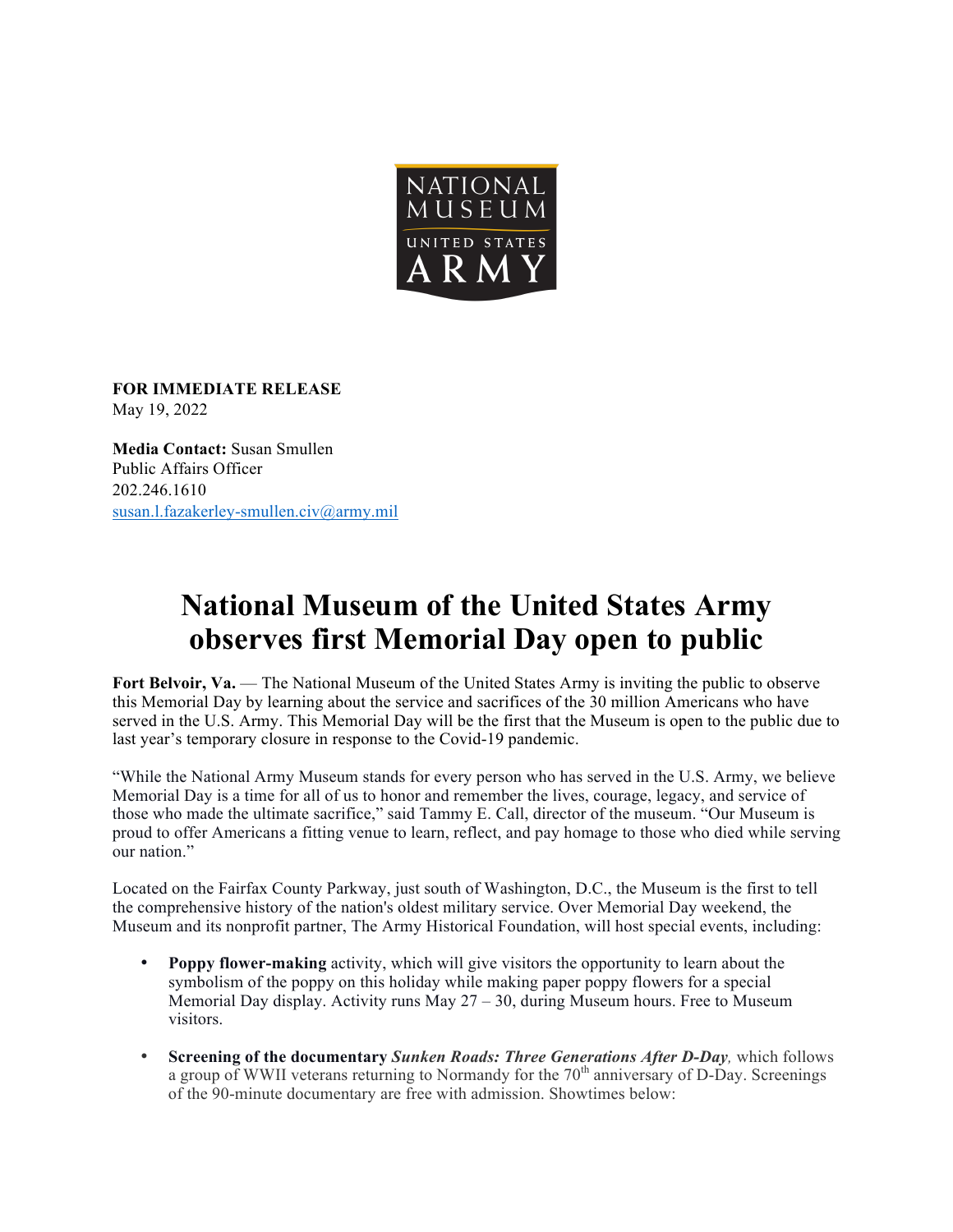NATIONAL MUSEUM
UNITED STATES
ARMY

**FOR IMMEDIATE RELEASE**
May 19, 2022

**Media Contact:** Susan Smullen
Public Affairs Officer
202.246.1610
susan.l.fazakerley-smullen.civ@army.mil

# National Museum of the United States Army observes first Memorial Day open to public

**Fort Belvoir, Va.** — The National Museum of the United States Army is inviting the public to observe this Memorial Day by learning about the service and sacrifices of the 30 million Americans who have served in the U.S. Army. This Memorial Day will be the first that the Museum is open to the public due to last year's temporary closure in response to the Covid-19 pandemic.

"While the National Army Museum stands for every person who has served in the U.S. Army, we believe Memorial Day is a time for all of us to honor and remember the lives, courage, legacy, and service of those who made the ultimate sacrifice," said Tammy E. Call, director of the museum. "Our Museum is proud to offer Americans a fitting venue to learn, reflect, and pay homage to those who died while serving our nation."

Located on the Fairfax County Parkway, just south of Washington, D.C., the Museum is the first to tell the comprehensive history of the nation's oldest military service. Over Memorial Day weekend, the Museum and its nonprofit partner, The Army Historical Foundation, will host special events, including:

- **Poppy flower-making** activity, which will give visitors the opportunity to learn about the symbolism of the poppy on this holiday while making paper poppy flowers for a special Memorial Day display. Activity runs May 27 – 30, during Museum hours. Free to Museum visitors.
- **Screening of the documentary** ***Sunken Roads: Three Generations After D-Day****,* which follows a group of WWII veterans returning to Normandy for the 70th anniversary of D-Day. Screenings of the 90-minute documentary are free with admission. Showtimes below: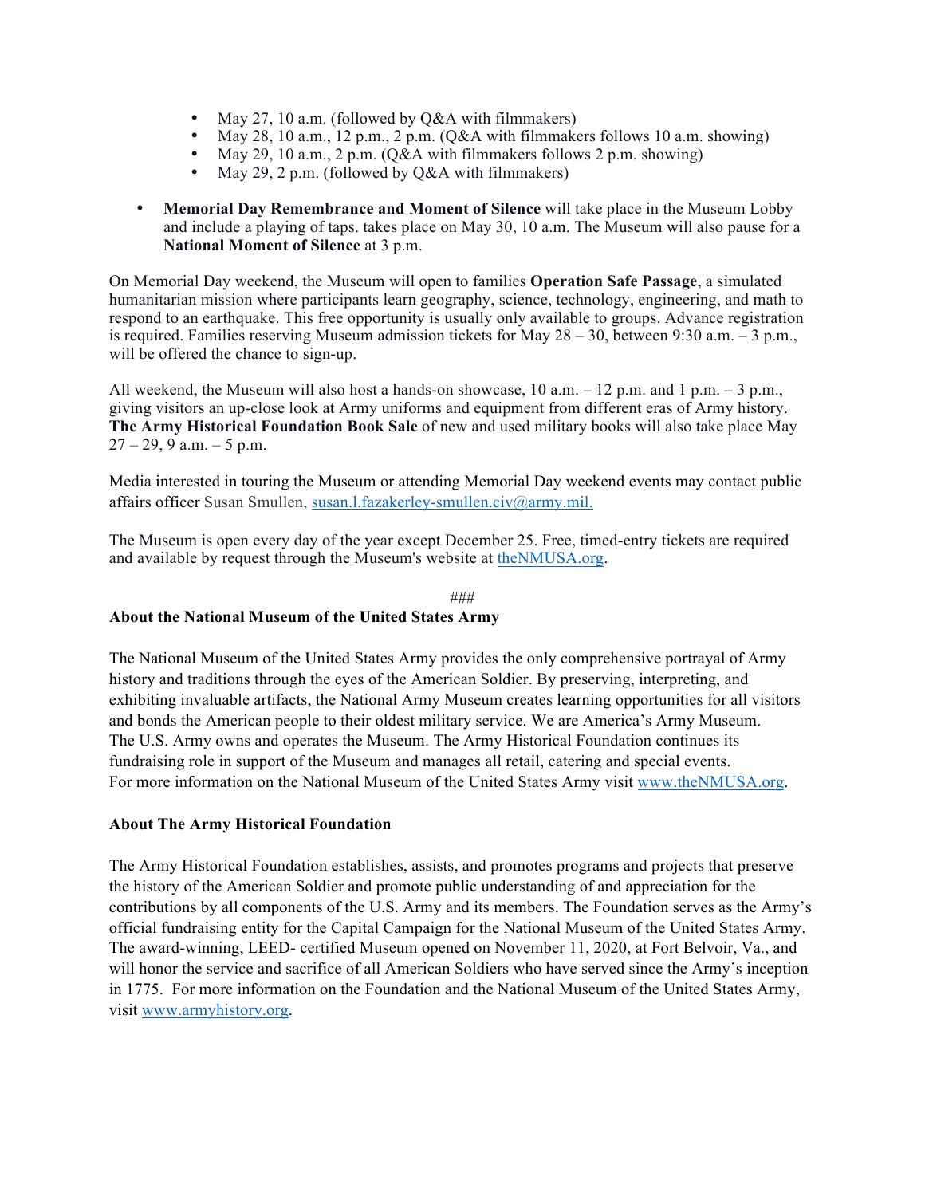- May 27, 10 a.m. (followed by Q&A with filmmakers)
- May 28, 10 a.m., 12 p.m., 2 p.m. (Q&A with filmmakers follows 10 a.m. showing)
- May 29, 10 a.m., 2 p.m. (Q&A with filmmakers follows 2 p.m. showing)
- May 29, 2 p.m. (followed by Q&A with filmmakers)

- **Memorial Day Remembrance and Moment of Silence** will take place in the Museum Lobby and include a playing of taps. takes place on May 30, 10 a.m. The Museum will also pause for a **National Moment of Silence** at 3 p.m.

On Memorial Day weekend, the Museum will open to families **Operation Safe Passage**, a simulated humanitarian mission where participants learn geography, science, technology, engineering, and math to respond to an earthquake. This free opportunity is usually only available to groups. Advance registration is required. Families reserving Museum admission tickets for May 28 – 30, between 9:30 a.m. – 3 p.m., will be offered the chance to sign-up.

All weekend, the Museum will also host a hands-on showcase, 10 a.m. – 12 p.m. and 1 p.m. – 3 p.m., giving visitors an up-close look at Army uniforms and equipment from different eras of Army history. **The Army Historical Foundation Book Sale** of new and used military books will also take place May 27 – 29, 9 a.m. – 5 p.m.

Media interested in touring the Museum or attending Memorial Day weekend events may contact public affairs officer Susan Smullen, susan.l.fazakerley-smullen.civ@army.mil.

The Museum is open every day of the year except December 25. Free, timed-entry tickets are required and available by request through the Museum's website at theNMUSA.org.

###

**About the National Museum of the United States Army**

The National Museum of the United States Army provides the only comprehensive portrayal of Army history and traditions through the eyes of the American Soldier. By preserving, interpreting, and exhibiting invaluable artifacts, the National Army Museum creates learning opportunities for all visitors and bonds the American people to their oldest military service. We are America's Army Museum. The U.S. Army owns and operates the Museum. The Army Historical Foundation continues its fundraising role in support of the Museum and manages all retail, catering and special events. For more information on the National Museum of the United States Army visit www.theNMUSA.org.

**About The Army Historical Foundation**

The Army Historical Foundation establishes, assists, and promotes programs and projects that preserve the history of the American Soldier and promote public understanding of and appreciation for the contributions by all components of the U.S. Army and its members. The Foundation serves as the Army's official fundraising entity for the Capital Campaign for the National Museum of the United States Army. The award-winning, LEED- certified Museum opened on November 11, 2020, at Fort Belvoir, Va., and will honor the service and sacrifice of all American Soldiers who have served since the Army's inception in 1775. For more information on the Foundation and the National Museum of the United States Army, visit www.armyhistory.org.